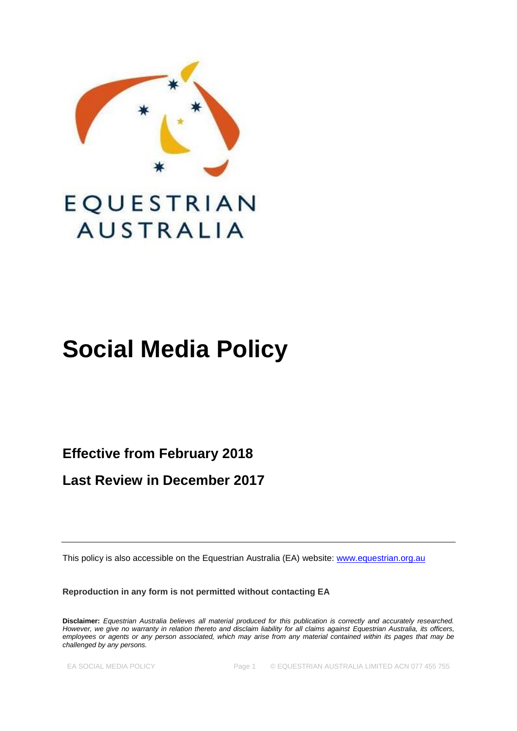EQUESTRIAN AUSTRALIA

# Social Media Policy

## Effective from February 2018

## Last Review in December 2017

---

This policy is also accessible on the Equestrian Australia (EA) website: [www.equestrian.org.au](http://www.equestrian.org.au)

**Reproduction in any form is not permitted without contacting EA**

**Disclaimer:** *Equestrian Australia believes all material produced for this publication is correctly and accurately researched. However, we give no warranty in relation thereto and disclaim liability for all claims against Equestrian Australia, its officers, employees or agents or any person associated, which may arise from any material contained within its pages that may be challenged by any persons.*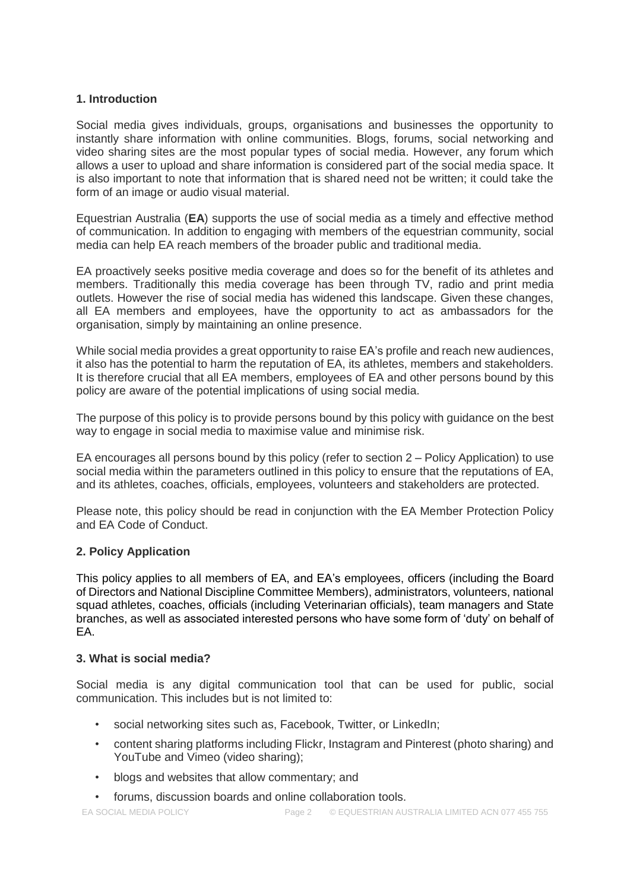## 1. Introduction

Social media gives individuals, groups, organisations and businesses the opportunity to instantly share information with online communities. Blogs, forums, social networking and video sharing sites are the most popular types of social media. However, any forum which allows a user to upload and share information is considered part of the social media space. It is also important to note that information that is shared need not be written; it could take the form of an image or audio visual material.

Equestrian Australia (**EA**) supports the use of social media as a timely and effective method of communication. In addition to engaging with members of the equestrian community, social media can help EA reach members of the broader public and traditional media.

EA proactively seeks positive media coverage and does so for the benefit of its athletes and members. Traditionally this media coverage has been through TV, radio and print media outlets. However the rise of social media has widened this landscape. Given these changes, all EA members and employees, have the opportunity to act as ambassadors for the organisation, simply by maintaining an online presence.

While social media provides a great opportunity to raise EA's profile and reach new audiences, it also has the potential to harm the reputation of EA, its athletes, members and stakeholders. It is therefore crucial that all EA members, employees of EA and other persons bound by this policy are aware of the potential implications of using social media.

The purpose of this policy is to provide persons bound by this policy with guidance on the best way to engage in social media to maximise value and minimise risk.

EA encourages all persons bound by this policy (refer to section 2 – Policy Application) to use social media within the parameters outlined in this policy to ensure that the reputations of EA, and its athletes, coaches, officials, employees, volunteers and stakeholders are protected.

Please note, this policy should be read in conjunction with the EA Member Protection Policy and EA Code of Conduct.

## 2. Policy Application

This policy applies to all members of EA, and EA's employees, officers (including the Board of Directors and National Discipline Committee Members), administrators, volunteers, national squad athletes, coaches, officials (including Veterinarian officials), team managers and State branches, as well as associated interested persons who have some form of 'duty' on behalf of EA.

## 3. What is social media?

Social media is any digital communication tool that can be used for public, social communication. This includes but is not limited to:

- social networking sites such as, Facebook, Twitter, or LinkedIn;
- content sharing platforms including Flickr, Instagram and Pinterest (photo sharing) and YouTube and Vimeo (video sharing);
- blogs and websites that allow commentary; and
- forums, discussion boards and online collaboration tools.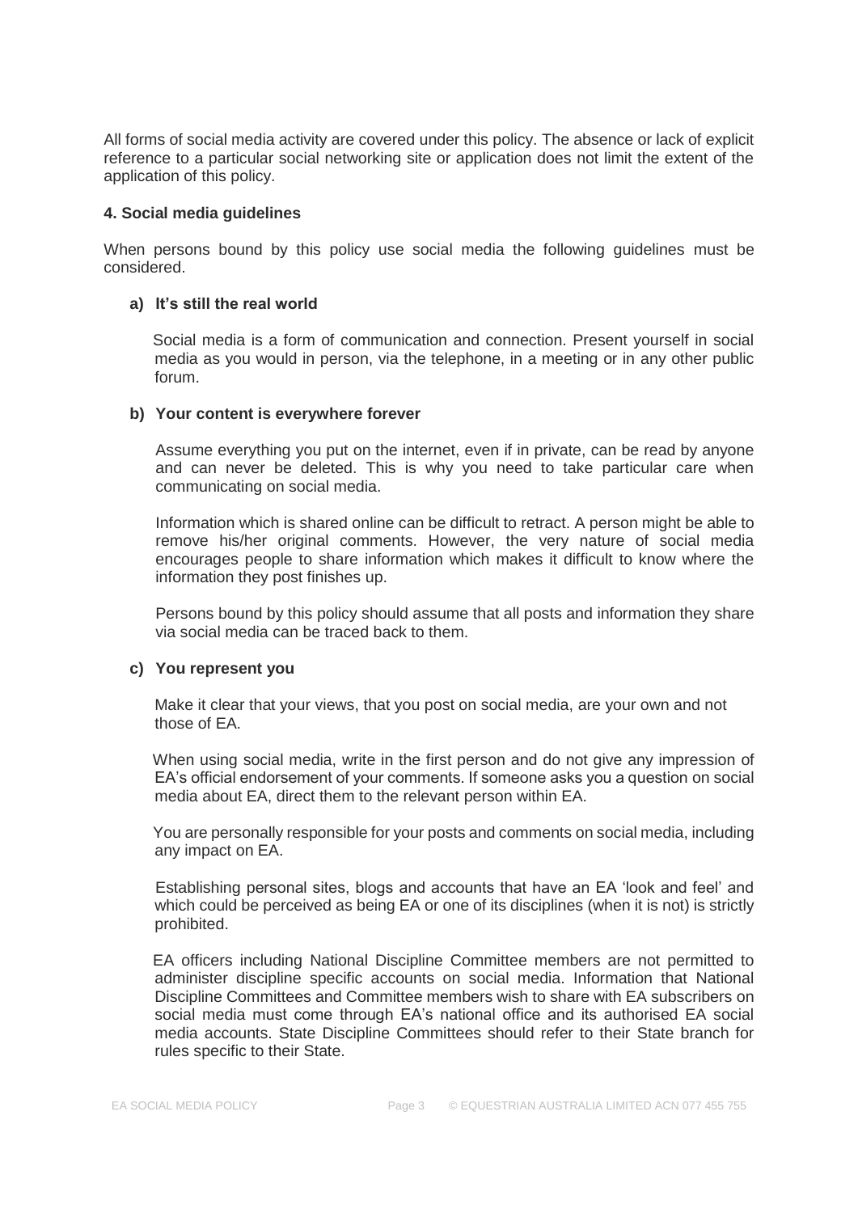All forms of social media activity are covered under this policy. The absence or lack of explicit reference to a particular social networking site or application does not limit the extent of the application of this policy.

#### 4. Social media guidelines

When persons bound by this policy use social media the following guidelines must be considered.

**a) It's still the real world**

Social media is a form of communication and connection. Present yourself in social media as you would in person, via the telephone, in a meeting or in any other public forum.

**b) Your content is everywhere forever**

Assume everything you put on the internet, even if in private, can be read by anyone and can never be deleted. This is why you need to take particular care when communicating on social media.

Information which is shared online can be difficult to retract. A person might be able to remove his/her original comments. However, the very nature of social media encourages people to share information which makes it difficult to know where the information they post finishes up.

Persons bound by this policy should assume that all posts and information they share via social media can be traced back to them.

**c) You represent you**

Make it clear that your views, that you post on social media, are your own and not those of EA.

When using social media, write in the first person and do not give any impression of EA's official endorsement of your comments. If someone asks you a question on social media about EA, direct them to the relevant person within EA.

You are personally responsible for your posts and comments on social media, including any impact on EA.

Establishing personal sites, blogs and accounts that have an EA 'look and feel' and which could be perceived as being EA or one of its disciplines (when it is not) is strictly prohibited.

EA officers including National Discipline Committee members are not permitted to administer discipline specific accounts on social media. Information that National Discipline Committees and Committee members wish to share with EA subscribers on social media must come through EA's national office and its authorised EA social media accounts. State Discipline Committees should refer to their State branch for rules specific to their State.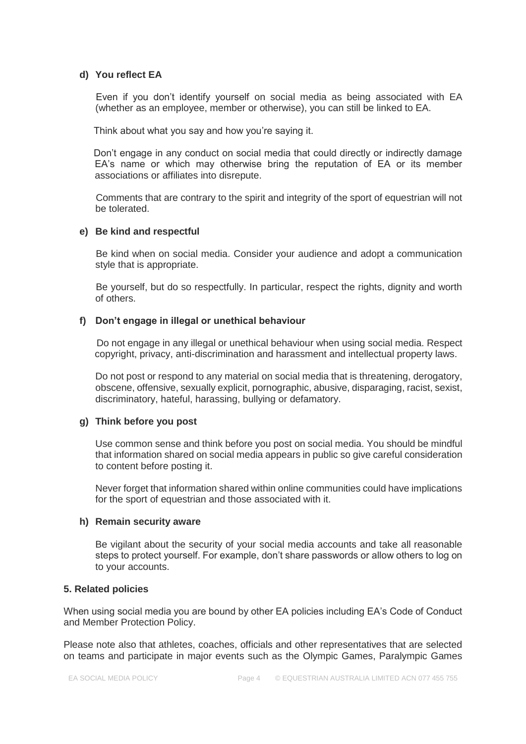**d) You reflect EA**

Even if you don't identify yourself on social media as being associated with EA (whether as an employee, member or otherwise), you can still be linked to EA.

Think about what you say and how you're saying it.

Don't engage in any conduct on social media that could directly or indirectly damage EA's name or which may otherwise bring the reputation of EA or its member associations or affiliates into disrepute.

Comments that are contrary to the spirit and integrity of the sport of equestrian will not be tolerated.

**e) Be kind and respectful**

Be kind when on social media. Consider your audience and adopt a communication style that is appropriate.

Be yourself, but do so respectfully. In particular, respect the rights, dignity and worth of others.

**f) Don't engage in illegal or unethical behaviour**

Do not engage in any illegal or unethical behaviour when using social media. Respect copyright, privacy, anti-discrimination and harassment and intellectual property laws.

Do not post or respond to any material on social media that is threatening, derogatory, obscene, offensive, sexually explicit, pornographic, abusive, disparaging, racist, sexist, discriminatory, hateful, harassing, bullying or defamatory.

**g) Think before you post**

Use common sense and think before you post on social media. You should be mindful that information shared on social media appears in public so give careful consideration to content before posting it.

Never forget that information shared within online communities could have implications for the sport of equestrian and those associated with it.

**h) Remain security aware**

Be vigilant about the security of your social media accounts and take all reasonable steps to protect yourself. For example, don't share passwords or allow others to log on to your accounts.

## 5. Related policies

When using social media you are bound by other EA policies including EA's Code of Conduct and Member Protection Policy.

Please note also that athletes, coaches, officials and other representatives that are selected on teams and participate in major events such as the Olympic Games, Paralympic Games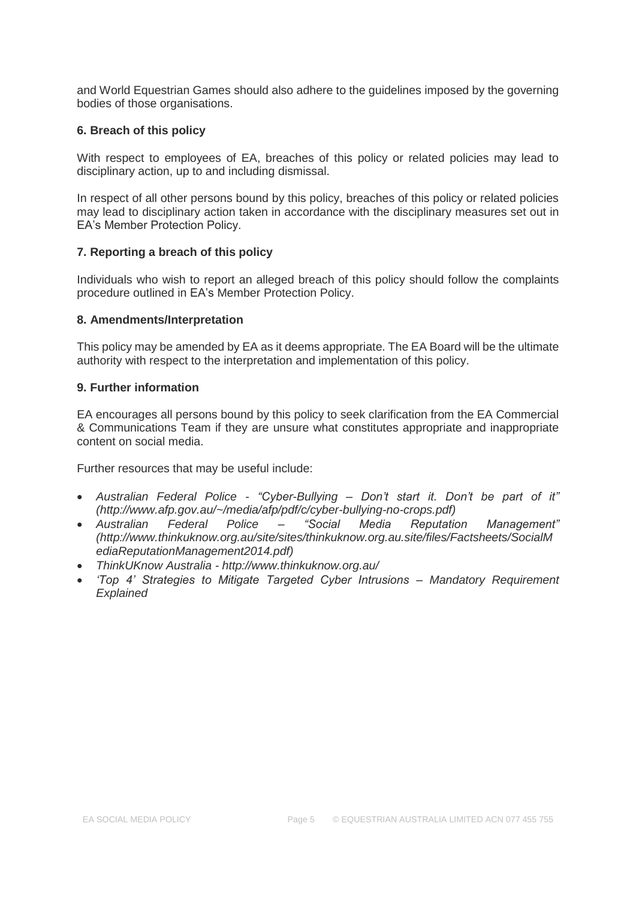and World Equestrian Games should also adhere to the guidelines imposed by the governing bodies of those organisations.

### 6. Breach of this policy

With respect to employees of EA, breaches of this policy or related policies may lead to disciplinary action, up to and including dismissal.

In respect of all other persons bound by this policy, breaches of this policy or related policies may lead to disciplinary action taken in accordance with the disciplinary measures set out in EA's Member Protection Policy.

### 7. Reporting a breach of this policy

Individuals who wish to report an alleged breach of this policy should follow the complaints procedure outlined in EA's Member Protection Policy.

### 8. Amendments/Interpretation

This policy may be amended by EA as it deems appropriate. The EA Board will be the ultimate authority with respect to the interpretation and implementation of this policy.

### 9. Further information

EA encourages all persons bound by this policy to seek clarification from the EA Commercial & Communications Team if they are unsure what constitutes appropriate and inappropriate content on social media.

Further resources that may be useful include:

- *Australian Federal Police - "Cyber-Bullying – Don't start it. Don't be part of it" (http://www.afp.gov.au/~/media/afp/pdf/c/cyber-bullying-no-crops.pdf)*
- *Australian Federal Police – "Social Media Reputation Management" (http://www.thinkuknow.org.au/site/sites/thinkuknow.org.au.site/files/Factsheets/SocialMediaReputationManagement2014.pdf)*
- *ThinkUKnow Australia - http://www.thinkuknow.org.au/*
- *'Top 4' Strategies to Mitigate Targeted Cyber Intrusions – Mandatory Requirement Explained*